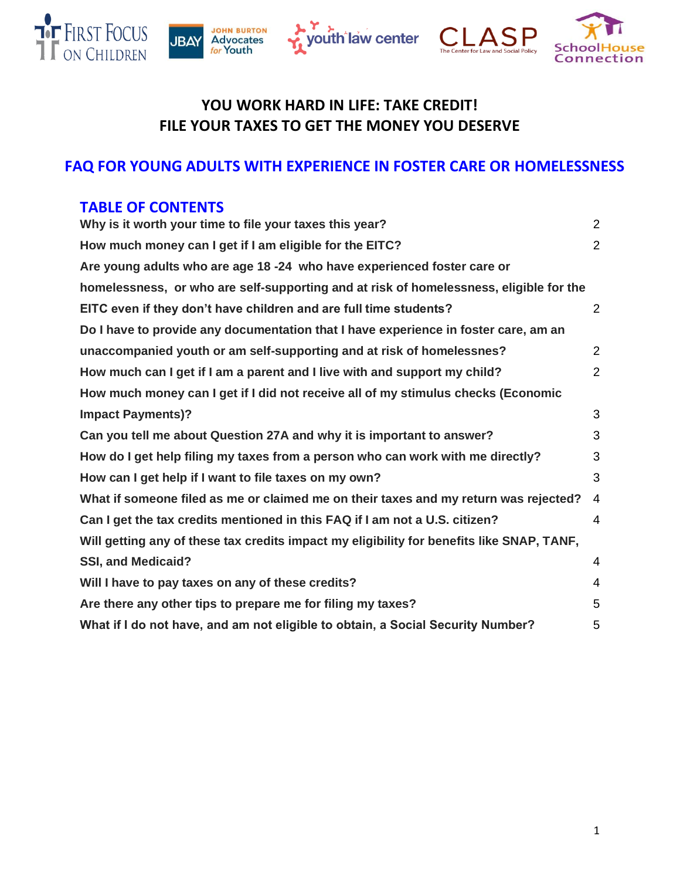# YOU WORK HARD IN LIFE: TAKE CREDIT!
# FILE YOUR TAXES TO GET THE MONEY YOU DESERVE

## FAQ FOR YOUNG ADULTS WITH EXPERIENCE IN FOSTER CARE OR HOMELESSNESS

## TABLE OF CONTENTS

| | |
|---|---|
| **Why is it worth your time to file your taxes this year?** | 2 |
| **How much money can I get if I am eligible for the EITC?** | 2 |
| **Are young adults who are age 18 -24 who have experienced foster care or homelessness, or who are self-supporting and at risk of homelessness, eligible for the EITC even if they don't have children and are full time students?** | 2 |
| **Do I have to provide any documentation that I have experience in foster care, am an unaccompanied youth or am self-supporting and at risk of homelessnes?** | 2 |
| **How much can I get if I am a parent and I live with and support my child?** | 2 |
| **How much money can I get if I did not receive all of my stimulus checks (Economic Impact Payments)?** | 3 |
| **Can you tell me about Question 27A and why it is important to answer?** | 3 |
| **How do I get help filing my taxes from a person who can work with me directly?** | 3 |
| **How can I get help if I want to file taxes on my own?** | 3 |
| **What if someone filed as me or claimed me on their taxes and my return was rejected?** | 4 |
| **Can I get the tax credits mentioned in this FAQ if I am not a U.S. citizen?** | 4 |
| **Will getting any of these tax credits impact my eligibility for benefits like SNAP, TANF, SSI, and Medicaid?** | 4 |
| **Will I have to pay taxes on any of these credits?** | 4 |
| **Are there any other tips to prepare me for filing my taxes?** | 5 |
| **What if I do not have, and am not eligible to obtain, a Social Security Number?** | 5 |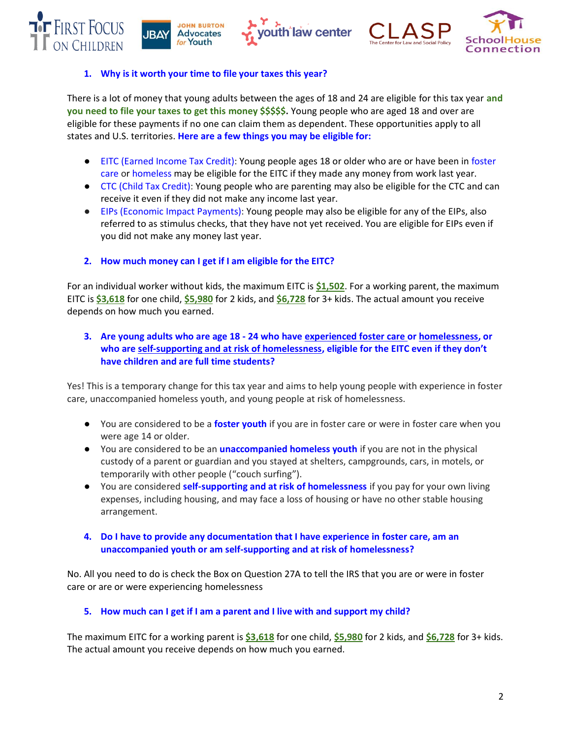### 1. Why is it worth your time to file your taxes this year?

There is a lot of money that young adults between the ages of 18 and 24 are eligible for this tax year **and you need to file your taxes to get this money $$$$$.** Young people who are aged 18 and over are eligible for these payments if no one can claim them as dependent. These opportunities apply to all states and U.S. territories. **Here are a few things you may be eligible for:**

- EITC (Earned Income Tax Credit): Young people ages 18 or older who are or have been in foster care or homeless may be eligible for the EITC if they made any money from work last year.
- CTC (Child Tax Credit): Young people who are parenting may also be eligible for the CTC and can receive it even if they did not make any income last year.
- EIPs (Economic Impact Payments): Young people may also be eligible for any of the EIPs, also referred to as stimulus checks, that they have not yet received. You are eligible for EIPs even if you did not make any money last year.

### 2. How much money can I get if I am eligible for the EITC?

For an individual worker without kids, the maximum EITC is **$1,502**. For a working parent, the maximum EITC is **$3,618** for one child, **$5,980** for 2 kids, and **$6,728** for 3+ kids. The actual amount you receive depends on how much you earned.

### 3. Are young adults who are age 18 - 24 who have experienced foster care or homelessness, or who are self-supporting and at risk of homelessness, eligible for the EITC even if they don't have children and are full time students?

Yes! This is a temporary change for this tax year and aims to help young people with experience in foster care, unaccompanied homeless youth, and young people at risk of homelessness.

- You are considered to be a **foster youth** if you are in foster care or were in foster care when you were age 14 or older.
- You are considered to be an **unaccompanied homeless youth** if you are not in the physical custody of a parent or guardian and you stayed at shelters, campgrounds, cars, in motels, or temporarily with other people ("couch surfing").
- You are considered **self-supporting and at risk of homelessness** if you pay for your own living expenses, including housing, and may face a loss of housing or have no other stable housing arrangement.

### 4. Do I have to provide any documentation that I have experience in foster care, am an unaccompanied youth or am self-supporting and at risk of homelessness?

No. All you need to do is check the Box on Question 27A to tell the IRS that you are or were in foster care or are or were experiencing homelessness

### 5. How much can I get if I am a parent and I live with and support my child?

The maximum EITC for a working parent is **$3,618** for one child, **$5,980** for 2 kids, and **$6,728** for 3+ kids. The actual amount you receive depends on how much you earned.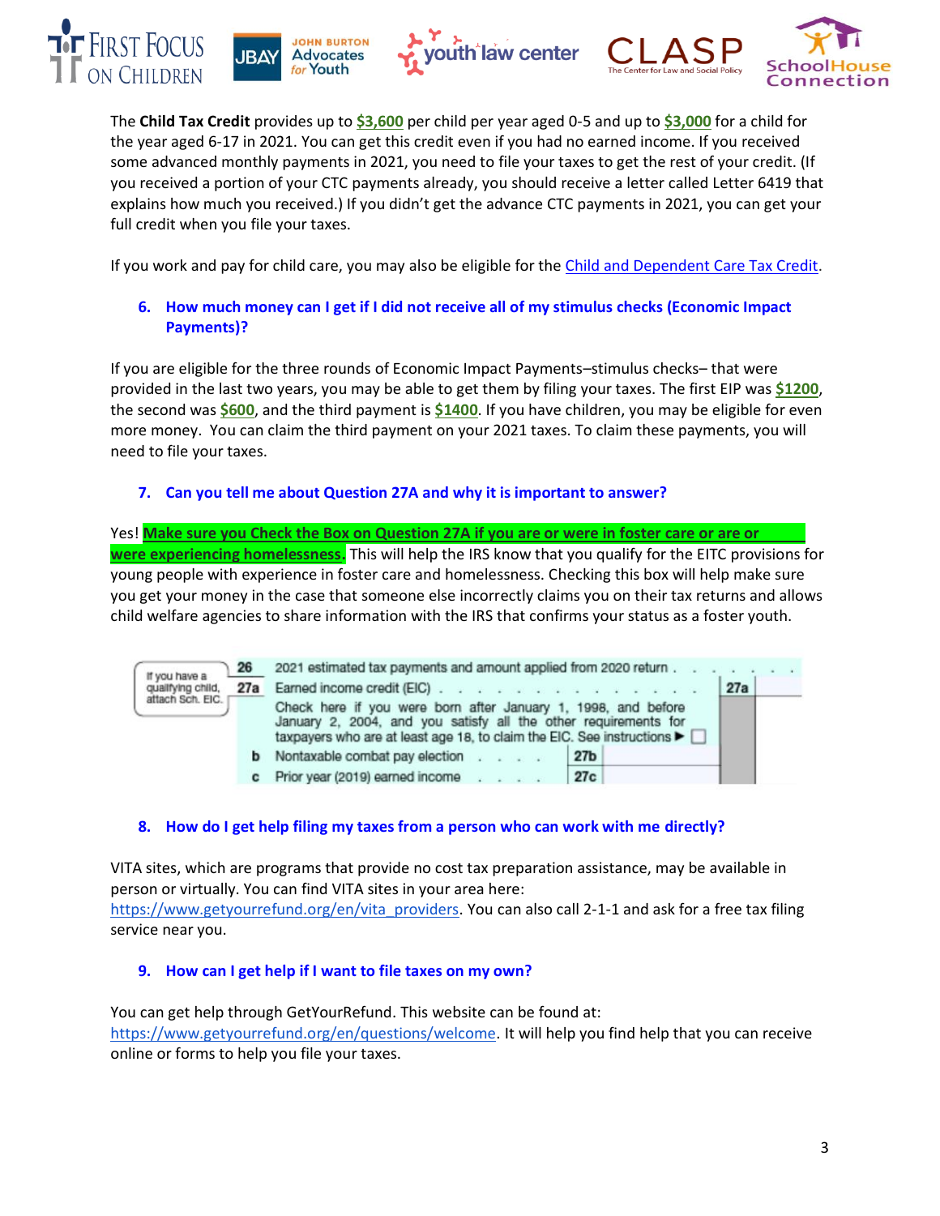The **Child Tax Credit** provides up to **$3,600** per child per year aged 0-5 and up to **$3,000** for a child for the year aged 6-17 in 2021. You can get this credit even if you had no earned income. If you received some advanced monthly payments in 2021, you need to file your taxes to get the rest of your credit. (If you received a portion of your CTC payments already, you should receive a letter called Letter 6419 that explains how much you received.) If you didn't get the advance CTC payments in 2021, you can get your full credit when you file your taxes.

If you work and pay for child care, you may also be eligible for the Child and Dependent Care Tax Credit.

### 6. How much money can I get if I did not receive all of my stimulus checks (Economic Impact Payments)?

If you are eligible for the three rounds of Economic Impact Payments–stimulus checks– that were provided in the last two years, you may be able to get them by filing your taxes. The first EIP was **$1200**, the second was **$600**, and the third payment is **$1400**. If you have children, you may be eligible for even more money. You can claim the third payment on your 2021 taxes. To claim these payments, you will need to file your taxes.

### 7. Can you tell me about Question 27A and why it is important to answer?

Yes! **Make sure you Check the Box on Question 27A if you are or were in foster care or are or were experiencing homelessness.** This will help the IRS know that you qualify for the EITC provisions for young people with experience in foster care and homelessness. Checking this box will help make sure you get your money in the case that someone else incorrectly claims you on their tax returns and allows child welfare agencies to share information with the IRS that confirms your status as a foster youth.

| | | | | |
|---|---|---|---|---|
| If you have a qualifying child, attach Sch. EIC. | 26 | 2021 estimated tax payments and amount applied from 2020 return | | |
| | 27a | Earned income credit (EIC) | | 27a |
| | | Check here if you were born after January 1, 1998, and before January 2, 2004, and you satisfy all the other requirements for taxpayers who are at least age 18, to claim the EIC. See instructions ▶ ☐ | | |
| | b | Nontaxable combat pay election | 27b | |
| | c | Prior year (2019) earned income | 27c | |

### 8. How do I get help filing my taxes from a person who can work with me directly?

VITA sites, which are programs that provide no cost tax preparation assistance, may be available in person or virtually. You can find VITA sites in your area here: https://www.getyourrefund.org/en/vita_providers. You can also call 2-1-1 and ask for a free tax filing service near you.

### 9. How can I get help if I want to file taxes on my own?

You can get help through GetYourRefund. This website can be found at: https://www.getyourrefund.org/en/questions/welcome. It will help you find help that you can receive online or forms to help you file your taxes.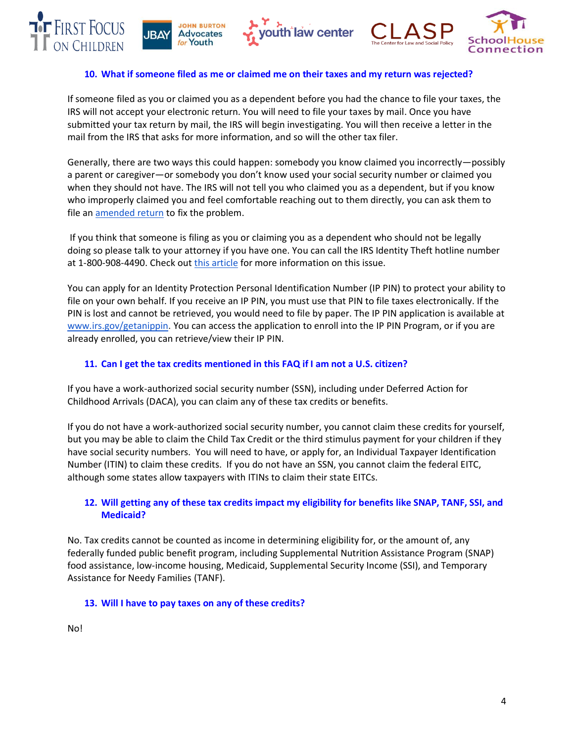### 10. What if someone filed as me or claimed me on their taxes and my return was rejected?

If someone filed as you or claimed you as a dependent before you had the chance to file your taxes, the IRS will not accept your electronic return. You will need to file your taxes by mail. Once you have submitted your tax return by mail, the IRS will begin investigating. You will then receive a letter in the mail from the IRS that asks for more information, and so will the other tax filer.

Generally, there are two ways this could happen: somebody you know claimed you incorrectly—possibly a parent or caregiver—or somebody you don't know used your social security number or claimed you when they should not have. The IRS will not tell you who claimed you as a dependent, but if you know who improperly claimed you and feel comfortable reaching out to them directly, you can ask them to file an amended return to fix the problem.

If you think that someone is filing as you or claiming you as a dependent who should not be legally doing so please talk to your attorney if you have one. You can call the IRS Identity Theft hotline number at 1-800-908-4490. Check out this article for more information on this issue.

You can apply for an Identity Protection Personal Identification Number (IP PIN) to protect your ability to file on your own behalf. If you receive an IP PIN, you must use that PIN to file taxes electronically. If the PIN is lost and cannot be retrieved, you would need to file by paper. The IP PIN application is available at www.irs.gov/getanippin. You can access the application to enroll into the IP PIN Program, or if you are already enrolled, you can retrieve/view their IP PIN.

### 11. Can I get the tax credits mentioned in this FAQ if I am not a U.S. citizen?

If you have a work-authorized social security number (SSN), including under Deferred Action for Childhood Arrivals (DACA), you can claim any of these tax credits or benefits.

If you do not have a work-authorized social security number, you cannot claim these credits for yourself, but you may be able to claim the Child Tax Credit or the third stimulus payment for your children if they have social security numbers. You will need to have, or apply for, an Individual Taxpayer Identification Number (ITIN) to claim these credits. If you do not have an SSN, you cannot claim the federal EITC, although some states allow taxpayers with ITINs to claim their state EITCs.

### 12. Will getting any of these tax credits impact my eligibility for benefits like SNAP, TANF, SSI, and Medicaid?

No. Tax credits cannot be counted as income in determining eligibility for, or the amount of, any federally funded public benefit program, including Supplemental Nutrition Assistance Program (SNAP) food assistance, low-income housing, Medicaid, Supplemental Security Income (SSI), and Temporary Assistance for Needy Families (TANF).

### 13. Will I have to pay taxes on any of these credits?

No!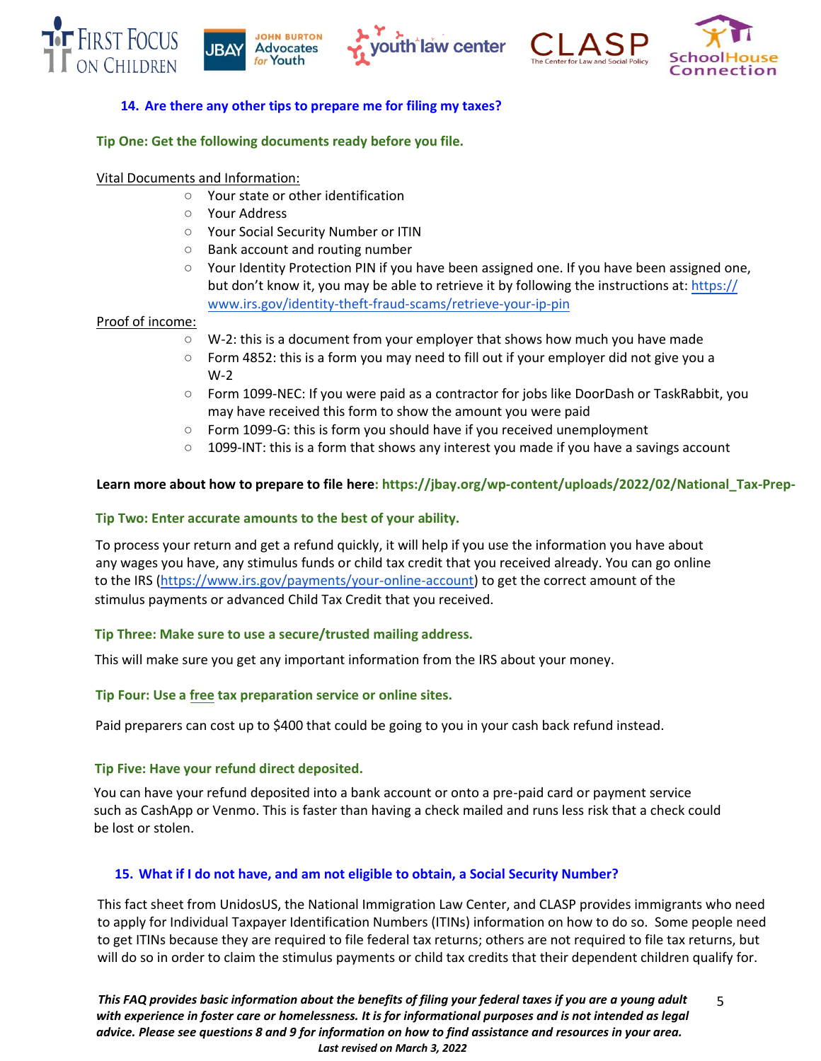### 14. Are there any other tips to prepare me for filing my taxes?

**Tip One: Get the following documents ready before you file.**

Vital Documents and Information:

- Your state or other identification
- Your Address
- Your Social Security Number or ITIN
- Bank account and routing number
- Your Identity Protection PIN if you have been assigned one. If you have been assigned one, but don't know it, you may be able to retrieve it by following the instructions at: https://www.irs.gov/identity-theft-fraud-scams/retrieve-your-ip-pin

Proof of income:

- W-2: this is a document from your employer that shows how much you have made
- Form 4852: this is a form you may need to fill out if your employer did not give you a W-2
- Form 1099-NEC: If you were paid as a contractor for jobs like DoorDash or TaskRabbit, you may have received this form to show the amount you were paid
- Form 1099-G: this is form you should have if you received unemployment
- 1099-INT: this is a form that shows any interest you made if you have a savings account

**Learn more about how to prepare to file here: https://jbay.org/wp-content/uploads/2022/02/National_Tax-Prep-**

**Tip Two: Enter accurate amounts to the best of your ability.**

To process your return and get a refund quickly, it will help if you use the information you have about any wages you have, any stimulus funds or child tax credit that you received already. You can go online to the IRS (https://www.irs.gov/payments/your-online-account) to get the correct amount of the stimulus payments or advanced Child Tax Credit that you received.

**Tip Three: Make sure to use a secure/trusted mailing address.**

This will make sure you get any important information from the IRS about your money.

**Tip Four: Use a free tax preparation service or online sites.**

Paid preparers can cost up to $400 that could be going to you in your cash back refund instead.

**Tip Five: Have your refund direct deposited.**

You can have your refund deposited into a bank account or onto a pre-paid card or payment service such as CashApp or Venmo. This is faster than having a check mailed and runs less risk that a check could be lost or stolen.

### 15. What if I do not have, and am not eligible to obtain, a Social Security Number?

This fact sheet from UnidosUS, the National Immigration Law Center, and CLASP provides immigrants who need to apply for Individual Taxpayer Identification Numbers (ITINs) information on how to do so. Some people need to get ITINs because they are required to file federal tax returns; others are not required to file tax returns, but will do so in order to claim the stimulus payments or child tax credits that their dependent children qualify for.

***This FAQ provides basic information about the benefits of filing your federal taxes if you are a young adult with experience in foster care or homelessness. It is for informational purposes and is not intended as legal advice. Please see questions 8 and 9 for information on how to find assistance and resources in your area.***

***Last revised on March 3, 2022***